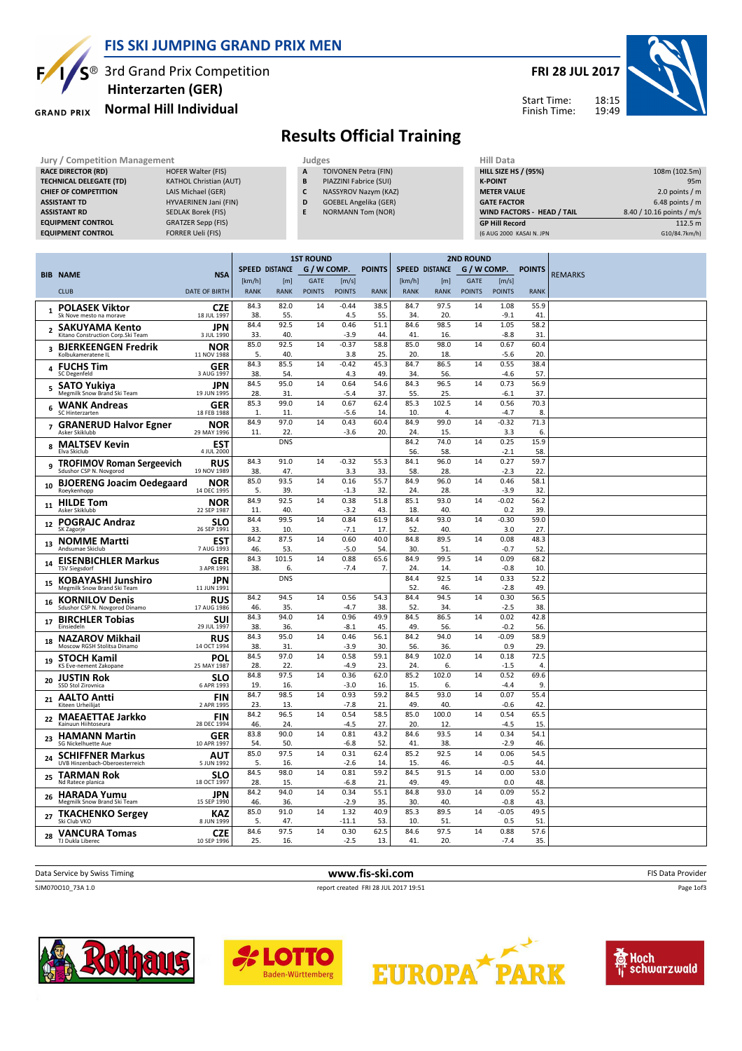# FIS SKI JUMPING GRAND PRIX MEN

3rd Grand Prix Competition
**Hinterzarten (GER)**
**Normal Hill Individual**

**FRI 28 JUL 2017**

Start Time: 18:15
Finish Time: 19:49

## Results Official Training

| Jury / Competition Management | |
|---|---|
| **RACE DIRECTOR (RD)** | HOFER Walter (FIS) |
| **TECHNICAL DELEGATE (TD)** | KATHOL Christian (AUT) |
| **CHIEF OF COMPETITION** | LAIS Michael (GER) |
| **ASSISTANT TD** | HYVAERINEN Jani (FIN) |
| **ASSISTANT RD** | SEDLAK Borek (FIS) |
| **EQUIPMENT CONTROL** | GRATZER Sepp (FIS) |
| **EQUIPMENT CONTROL** | FORRER Ueli (FIS) |

| Judges | |
|---|---|
| A | TOIVONEN Petra (FIN) |
| B | PIAZZINI Fabrice (SUI) |
| C | NASSYROV Nazym (KAZ) |
| D | GOEBEL Angelika (GER) |
| E | NORMANN Tom (NOR) |

| Hill Data | |
|---|---|
| **HILL SIZE HS / (95%)** | 108m (102.5m) |
| **K-POINT** | 95m |
| **METER VALUE** | 2.0 points / m |
| **GATE FACTOR** | 6.48 points / m |
| **WIND FACTORS - HEAD / TAIL** | 8.40 / 10.16 points / m/s |
| **GP Hill Record** | 112.5 m |
| (6 AUG 2000 KASAI N. JPN | G10/84.7km/h) |

| BIB | NAME / CLUB | NSA / DATE OF BIRTH | 1st R. SPEED [km/h] / RANK | 1st R. DISTANCE [m] / RANK | 1st R. GATE / POINTS | 1st R. WIND [m/s] / POINTS | 1st R. POINTS / RANK | 2nd R. SPEED [km/h] / RANK | 2nd R. DISTANCE [m] / RANK | 2nd R. GATE / POINTS | 2nd R. WIND [m/s] / POINTS | 2nd R. POINTS / RANK | REMARKS |
|---|---|---|---|---|---|---|---|---|---|---|---|---|---|
| 1 | POLASEK Viktor / Sk Nove mesto na morave | CZE / 18 JUL 1997 | 84.3 / 38. | 82.0 / 55. | 14 | -0.44 / 4.5 | 38.5 / 55. | 84.7 / 34. | 97.5 / 20. | 14 | 1.08 / -9.1 | 55.9 / 41. | |
| 2 | SAKUYAMA Kento / Kitano Construction Corp.Ski Team | JPN / 3 JUL 1990 | 84.4 / 33. | 92.5 / 40. | 14 | 0.46 / -3.9 | 51.1 / 44. | 84.6 / 41. | 98.5 / 16. | 14 | 1.05 / -8.8 | 58.2 / 31. | |
| 3 | BJERKEENGEN Fredrik / Kolbukameratene IL | NOR / 11 NOV 1988 | 85.0 / 5. | 92.5 / 40. | 14 | -0.37 / 3.8 | 58.8 / 25. | 85.0 / 20. | 98.0 / 18. | 14 | 0.67 / -5.6 | 60.4 / 20. | |
| 4 | FUCHS Tim / SC Degenfeld | GER / 3 AUG 1997 | 84.3 / 38. | 85.5 / 54. | 14 | -0.42 / 4.3 | 45.3 / 49. | 84.7 / 34. | 86.5 / 56. | 14 | 0.55 / -4.6 | 38.4 / 57. | |
| 5 | SATO Yukiya / Megmilk Snow Brand Ski Team | JPN / 19 JUN 1995 | 84.5 / 28. | 95.0 / 31. | 14 | 0.64 / -5.4 | 54.6 / 37. | 84.3 / 55. | 96.5 / 25. | 14 | 0.73 / -6.1 | 56.9 / 37. | |
| 6 | WANK Andreas / SC Hinterzarten | GER / 18 FEB 1988 | 85.3 / 1. | 99.0 / 11. | 14 | 0.67 / -5.6 | 62.4 / 14. | 85.3 / 10. | 102.5 / 4. | 14 | 0.56 / -4.7 | 70.3 / 8. | |
| 7 | GRANERUD Halvor Egner / Asker Skiklubb | NOR / 29 MAY 1996 | 84.9 / 11. | 97.0 / 22. | 14 | 0.43 / -3.6 | 60.4 / 20. | 84.9 / 24. | 99.0 / 15. | 14 | -0.32 / 3.3 | 71.3 / 6. | |
| 8 | MALTSEV Kevin / Elva Skiclub | EST / 4 JUL 2000 | | DNS | | | | 84.2 / 56. | 74.0 / 58. | 14 | 0.25 / -2.1 | 15.9 / 58. | |
| 9 | TROFIMOV Roman Sergeevich / Sdushor CSP N. Novgorod | RUS / 19 NOV 1989 | 84.3 / 38. | 91.0 / 47. | 14 | -0.32 / 3.3 | 55.3 / 33. | 84.1 / 58. | 96.0 / 28. | 14 | 0.27 / -2.3 | 59.7 / 22. | |
| 10 | BJOERENG Joacim Oedegaard / Roeykenhopp | NOR / 14 DEC 1995 | 85.0 / 5. | 93.5 / 39. | 14 | 0.16 / -1.3 | 55.7 / 32. | 84.9 / 24. | 96.0 / 28. | 14 | 0.46 / -3.9 | 58.1 / 32. | |
| 11 | HILDE Tom / Asker Skiklubb | NOR / 22 SEP 1987 | 84.9 / 11. | 92.5 / 40. | 14 | 0.38 / -3.2 | 51.8 / 43. | 85.1 / 18. | 93.0 / 40. | 14 | -0.02 / 0.2 | 56.2 / 39. | |
| 12 | POGRAJC Andraz / SK Zagorje | SLO / 26 SEP 1991 | 84.4 / 33. | 99.5 / 10. | 14 | 0.84 / -7.1 | 61.9 / 17. | 84.4 / 52. | 93.0 / 40. | 14 | -0.30 / 3.0 | 59.0 / 27. | |
| 13 | NOMME Martti / Andsumae Skiclub | EST / 7 AUG 1993 | 84.2 / 46. | 87.5 / 53. | 14 | 0.60 / -5.0 | 40.0 / 54. | 84.8 / 30. | 89.5 / 51. | 14 | 0.08 / -0.7 | 48.3 / 52. | |
| 14 | EISENBICHLER Markus / TSV Siegsdorf | GER / 3 APR 1991 | 84.3 / 38. | 101.5 / 6. | 14 | 0.88 / -7.4 | 65.6 / 7. | 84.9 / 24. | 99.5 / 14. | 14 | 0.09 / -0.8 | 68.2 / 10. | |
| 15 | KOBAYASHI Junshiro / Megmilk Snow Brand Ski Team | JPN / 11 JUN 1991 | | DNS | | | | 84.4 / 52. | 92.5 / 46. | 14 | 0.33 / -2.8 | 52.2 / 49. | |
| 16 | KORNILOV Denis / Sdushor CSP N. Novgorod Dinamo | RUS / 17 AUG 1986 | 84.2 / 46. | 94.5 / 35. | 14 | 0.56 / -4.7 | 54.3 / 38. | 84.4 / 52. | 94.5 / 34. | 14 | 0.30 / -2.5 | 56.5 / 38. | |
| 17 | BIRCHLER Tobias / Einsiedeln | SUI / 29 JUL 1997 | 84.3 / 38. | 94.0 / 36. | 14 | 0.96 / -8.1 | 49.9 / 45. | 84.5 / 49. | 86.5 / 56. | 14 | 0.02 / -0.2 | 42.8 / 56. | |
| 18 | NAZAROV Mikhail / Moscow RGSH Stolitsa Dinamo | RUS / 14 OCT 1994 | 84.3 / 38. | 95.0 / 31. | 14 | 0.46 / -3.9 | 56.1 / 30. | 84.2 / 56. | 94.0 / 36. | 14 | -0.09 / 0.9 | 58.9 / 29. | |
| 19 | STOCH Kamil / KS Eve-nement Zakopane | POL / 25 MAY 1987 | 84.5 / 28. | 97.0 / 22. | 14 | 0.58 / -4.9 | 59.1 / 23. | 84.9 / 24. | 102.0 / 6. | 14 | 0.18 / -1.5 | 72.5 / 4. | |
| 20 | JUSTIN Rok / SSD Stol Zirovnica | SLO / 6 APR 1993 | 84.8 / 19. | 97.5 / 16. | 14 | 0.36 / -3.0 | 62.0 / 16. | 85.2 / 15. | 102.0 / 6. | 14 | 0.52 / -4.4 | 69.6 / 9. | |
| 21 | AALTO Antti / Kiteen Urheilijat | FIN / 2 APR 1995 | 84.7 / 23. | 98.5 / 13. | 14 | 0.93 / -7.8 | 59.2 / 21. | 84.5 / 49. | 93.0 / 40. | 14 | 0.07 / -0.6 | 55.4 / 42. | |
| 22 | MAEAETTAE Jarkko / Kainuun Hiihtoseura | FIN / 28 DEC 1994 | 84.2 / 46. | 96.5 / 24. | 14 | 0.54 / -4.5 | 58.5 / 27. | 85.0 / 20. | 100.0 / 12. | 14 | 0.54 / -4.5 | 65.5 / 15. | |
| 23 | HAMANN Martin / SG Nickelhuette Aue | GER / 10 APR 1997 | 83.8 / 54. | 90.0 / 50. | 14 | 0.81 / -6.8 | 43.2 / 52. | 84.6 / 41. | 93.5 / 38. | 14 | 0.34 / -2.9 | 54.1 / 46. | |
| 24 | SCHIFFNER Markus / UVB Hinzenbach-Oberoesterreich | AUT / 5 JUN 1992 | 85.0 / 5. | 97.5 / 16. | 14 | 0.31 / -2.6 | 62.4 / 14. | 85.2 / 15. | 92.5 / 46. | 14 | 0.06 / -0.5 | 54.5 / 44. | |
| 25 | TARMAN Rok / Nd Ratece planica | SLO / 18 OCT 1997 | 84.5 / 28. | 98.0 / 15. | 14 | 0.81 / -6.8 | 59.2 / 21. | 84.5 / 49. | 91.5 / 49. | 14 | 0.00 / 0.0 | 53.0 / 48. | |
| 26 | HARADA Yumu / Megmilk Snow Brand Ski Team | JPN / 15 SEP 1990 | 84.2 / 46. | 94.0 / 36. | 14 | 0.34 / -2.9 | 55.1 / 35. | 84.8 / 30. | 93.0 / 40. | 14 | 0.09 / -0.8 | 55.2 / 43. | |
| 27 | TKACHENKO Sergey / Ski Club VKO | KAZ / 8 JUN 1999 | 85.0 / 5. | 91.0 / 47. | 14 | 1.32 / -11.1 | 40.9 / 53. | 85.3 / 10. | 89.5 / 51. | 14 | -0.05 / 0.5 | 49.5 / 51. | |
| 28 | VANCURA Tomas / TJ Dukla Liberec | CZE / 10 SEP 1996 | 84.6 / 25. | 97.5 / 16. | 14 | 0.30 / -2.5 | 62.5 / 13. | 84.6 / 41. | 97.5 / 20. | 14 | 0.88 / -7.4 | 57.6 / 35. | |

Data Service by Swiss Timing — www.fis-ski.com — FIS Data Provider

SJM070O10_73A 1.0 — report created FRI 28 JUL 2017 19:51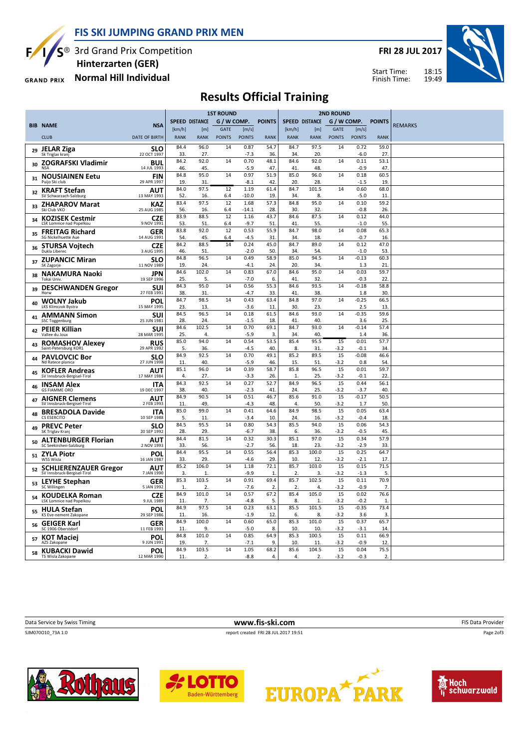# FIS SKI JUMPING GRAND PRIX MEN

3rd Grand Prix Competition
**Hinterzarten (GER)**
**Normal Hill Individual**

**FRI 28 JUL 2017**

Start Time: 18:15
Finish Time: 19:49

## Results Official Training

| BIB | NAME / CLUB | NSA / DATE OF BIRTH | 1ST ROUND SPEED [km/h] / RANK | DISTANCE [m] / RANK | GATE / POINTS | [m/s] / POINTS | POINTS / RANK | 2ND ROUND SPEED [km/h] / RANK | DISTANCE [m] / RANK | GATE / POINTS | [m/s] / POINTS | POINTS / RANK | REMARKS |
|---|---|---|---|---|---|---|---|---|---|---|---|---|---|
| 29 | JELAR Ziga / Sk Triglav kranj | SLO / 22 OCT 1997 | 84.4 / 33. | 96.0 / 27. | 14 | 0.87 / -7.3 | 54.7 / 36. | 84.7 / 34. | 97.5 / 20. | 14 | 0.72 / -6.0 | 59.0 / 27. | |
| 30 | ZOGRAFSKI Vladimir / NSA | BUL / 14 JUL 1993 | 84.2 / 46. | 92.0 / 45. | 14 | 0.70 / -5.9 | 48.1 / 47. | 84.6 / 41. | 92.0 / 48. | 14 | 0.11 / -0.9 | 53.1 / 47. | |
| 31 | NOUSIAINEN Eetu / Puijo Ski club | FIN / 29 APR 1997 | 84.8 / 19. | 95.0 / 31. | 14 | 0.97 / -8.1 | 51.9 / 42. | 85.0 / 20. | 96.0 / 28. | 14 | 0.18 / -1.5 | 60.5 / 19. | |
| 32 | KRAFT Stefan / SV Schwarzach-Salzburg | AUT / 13 MAY 1993 | 84.0 / 52. | 97.5 / 16. | 12 / 6.4 | 1.19 / -10.0 | 61.4 / 19. | 84.7 / 34. | 101.5 / 8. | 14 | 0.60 / -5.0 | 68.0 / 11. | |
| 33 | ZHAPAROV Marat / Ski Club VKO | KAZ / 25 AUG 1985 | 83.4 / 56. | 97.5 / 16. | 12 / 6.4 | 1.68 / -14.1 | 57.3 / 28. | 84.8 / 30. | 95.0 / 32. | 14 | 0.10 / -0.8 | 59.2 / 26. | |
| 34 | KOZISEK Cestmir / LSK Lomnice nad Popelkou | CZE / 9 NOV 1991 | 83.9 / 53. | 88.5 / 51. | 12 / 6.4 | 1.16 / -9.7 | 43.7 / 51. | 84.6 / 41. | 87.5 / 55. | 14 | 0.12 / -1.0 | 44.0 / 55. | |
| 35 | FREITAG Richard / SG Nickelhuette Aue | GER / 14 AUG 1991 | 83.8 / 54. | 92.0 / 45. | 12 / 6.4 | 0.53 / -4.5 | 55.9 / 31. | 84.7 / 34. | 98.0 / 18. | 14 | 0.08 / -0.7 | 65.3 / 16. | |
| 36 | STURSA Vojtech / Dukla Liberec | CZE / 3 AUG 1995 | 84.2 / 46. | 88.5 / 51. | 14 | 0.24 / -2.0 | 45.0 / 50. | 84.7 / 34. | 89.0 / 54. | 14 | 0.12 / -1.0 | 47.0 / 53. | |
| 37 | ZUPANCIC Miran / SK Zagorje | SLO / 11 NOV 1989 | 84.8 / 19. | 96.5 / 24. | 14 | 0.49 / -4.1 | 58.9 / 24. | 85.0 / 20. | 94.5 / 34. | 14 | -0.13 / 1.3 | 60.3 / 21. | |
| 38 | NAKAMURA Naoki / Tokai Univ. | JPN / 19 SEP 1996 | 84.6 / 25. | 102.0 / 5. | 14 | 0.83 / -7.0 | 67.0 / 6. | 84.6 / 41. | 95.0 / 32. | 14 | 0.03 / -0.3 | 59.7 / 22. | |
| 39 | DESCHWANDEN Gregor / Horw | SUI / 27 FEB 1991 | 84.3 / 38. | 95.0 / 31. | 14 | 0.56 / -4.7 | 55.3 / 33. | 84.6 / 41. | 93.5 / 38. | 14 | -0.18 / 1.8 | 58.8 / 30. | |
| 40 | WOLNY Jakub / LKS Klimczok Bystra | POL / 15 MAY 1995 | 84.7 / 23. | 98.5 / 13. | 14 | 0.43 / -3.6 | 63.4 / 11. | 84.8 / 30. | 97.0 / 23. | 14 | -0.25 / 2.5 | 66.5 / 13. | |
| 41 | AMMANN Simon / SSC Toggenburg | SUI / 25 JUN 1981 | 84.5 / 28. | 96.5 / 24. | 14 | 0.18 / -1.5 | 61.5 / 18. | 84.6 / 41. | 93.0 / 40. | 14 | -0.35 / 3.6 | 59.6 / 25. | |
| 42 | PEIER Killian / Vallee du Joux | SUI / 28 MAR 1995 | 84.6 / 25. | 102.5 / 4. | 14 | 0.70 / -5.9 | 69.1 / 3. | 84.7 / 34. | 93.0 / 40. | 14 | -0.14 / 1.4 | 57.4 / 36. | |
| 43 | ROMASHOV Alexey / Saint-Petersburg KOR1 | RUS / 29 APR 1992 | 85.0 / 5. | 94.0 / 36. | 14 | 0.54 / -4.5 | 53.5 / 40. | 85.4 / 8. | 95.5 / 31. | 15 / -3.2 | 0.01 / -0.1 | 57.7 / 34. | |
| 44 | PAVLOVCIC Bor / Nd Ratece planica | SLO / 27 JUN 1998 | 84.9 / 11. | 92.5 / 40. | 14 | 0.70 / -5.9 | 49.1 / 46. | 85.2 / 15. | 89.5 / 51. | 15 / -3.2 | -0.08 / 0.8 | 46.6 / 54. | |
| 45 | KOFLER Andreas / SV Innsbruck-Bergisel-Tirol | AUT / 17 MAY 1984 | 85.1 / 4. | 96.0 / 27. | 14 | 0.39 / -3.3 | 58.7 / 26. | 85.8 / 1. | 96.5 / 25. | 15 / -3.2 | 0.01 / -0.1 | 59.7 / 22. | |
| 46 | INSAM Alex / GS FIAMME ORO | ITA / 19 DEC 1997 | 84.3 / 38. | 92.5 / 40. | 14 | 0.27 / -2.3 | 52.7 / 41. | 84.9 / 24. | 96.5 / 25. | 15 / -3.2 | 0.44 / -3.7 | 56.1 / 40. | |
| 47 | AIGNER Clemens / SV Innsbruck-Bergisel-Tirol | AUT / 2 FEB 1993 | 84.9 / 11. | 90.5 / 49. | 14 | 0.51 / -4.3 | 46.7 / 48. | 85.6 / 4. | 91.0 / 50. | 15 / -3.2 | -0.17 / 1.7 | 50.5 / 50. | |
| 48 | BRESADOLA Davide / CS ESERCITO | ITA / 10 SEP 1988 | 85.0 / 5. | 99.0 / 11. | 14 | 0.41 / -3.4 | 64.6 / 10. | 84.9 / 24. | 98.5 / 16. | 15 / -3.2 | 0.05 / -0.4 | 63.4 / 18. | |
| 49 | PREVC Peter / SK Triglav Kranj | SLO / 20 SEP 1992 | 84.5 / 28. | 95.5 / 29. | 14 | 0.80 / -6.7 | 54.3 / 38. | 85.5 / 6. | 94.0 / 36. | 15 / -3.2 | 0.06 / -0.5 | 54.3 / 45. | |
| 50 | ALTENBURGER Florian / SC Seekirchen-Salzburg | AUT / 2 NOV 1993 | 84.4 / 33. | 81.5 / 56. | 14 | 0.32 / -2.7 | 30.3 / 56. | 85.1 / 18. | 97.0 / 23. | 15 / -3.2 | 0.34 / -2.9 | 57.9 / 33. | |
| 51 | ZYLA Piotr / WSS Wisla | POL / 16 JAN 1987 | 84.4 / 33. | 95.5 / 29. | 14 | 0.55 / -4.6 | 56.4 / 29. | 85.3 / 10. | 100.0 / 12. | 15 / -3.2 | 0.25 / -2.1 | 64.7 / 17. | |
| 52 | SCHLIERENZAUER Gregor / SV Innsbruck-Bergisel-Tirol | AUT / 7 JAN 1990 | 85.2 / 3. | 106.0 / 1. | 14 | 1.18 / -9.9 | 72.1 / 1. | 85.7 / 2. | 103.0 / 3. | 15 / -3.2 | 0.15 / -1.3 | 71.5 / 5. | |
| 53 | LEYHE Stephan / SC Willingen | GER / 5 JAN 1992 | 85.3 / 1. | 103.5 / 2. | 14 | 0.91 / -7.6 | 69.4 / 2. | 85.7 / 2. | 102.5 / 4. | 15 / -3.2 | 0.11 / -0.9 | 70.9 / 7. | |
| 54 | KOUDELKA Roman / LSK Lomnice nad Popelkou | CZE / 9 JUL 1989 | 84.9 / 11. | 101.0 / 7. | 14 | 0.57 / -4.8 | 67.2 / 5. | 85.4 / 8. | 105.0 / 1. | 15 / -3.2 | 0.02 / -0.2 | 76.6 / 1. | |
| 55 | HULA Stefan / KS Eve-nement Zakopane | POL / 29 SEP 1986 | 84.9 / 11. | 97.5 / 16. | 14 | 0.23 / -1.9 | 63.1 / 12. | 85.5 / 6. | 101.5 / 8. | 15 / -3.2 | -0.35 / 3.6 | 73.4 / 3. | |
| 56 | GEIGER Karl / SC 1906 Oberstdorf | GER / 11 FEB 1993 | 84.9 / 11. | 100.0 / 9. | 14 | 0.60 / -5.0 | 65.0 / 8. | 85.3 / 10. | 101.0 / 10. | 15 / -3.2 | 0.37 / -3.1 | 65.7 / 14. | |
| 57 | KOT Maciej / AZS Zakopane | POL / 9 JUN 1991 | 84.8 / 19. | 101.0 / 7. | 14 | 0.85 / -7.1 | 64.9 / 9. | 85.3 / 10. | 100.5 / 11. | 15 / -3.2 | 0.11 / -0.9 | 66.9 / 12. | |
| 58 | KUBACKI Dawid / TS Wisla Zakopane | POL / 12 MAR 1990 | 84.9 / 11. | 103.5 / 2. | 14 | 1.05 / -8.8 | 68.2 / 4. | 85.6 / 4. | 104.5 / 2. | 15 / -3.2 | 0.04 / -0.3 | 75.5 / 2. | |

Data Service by Swiss Timing — www.fis-ski.com — FIS Data Provider

SJM070O10_73A 1.0 — report created FRI 28 JUL 2017 19:51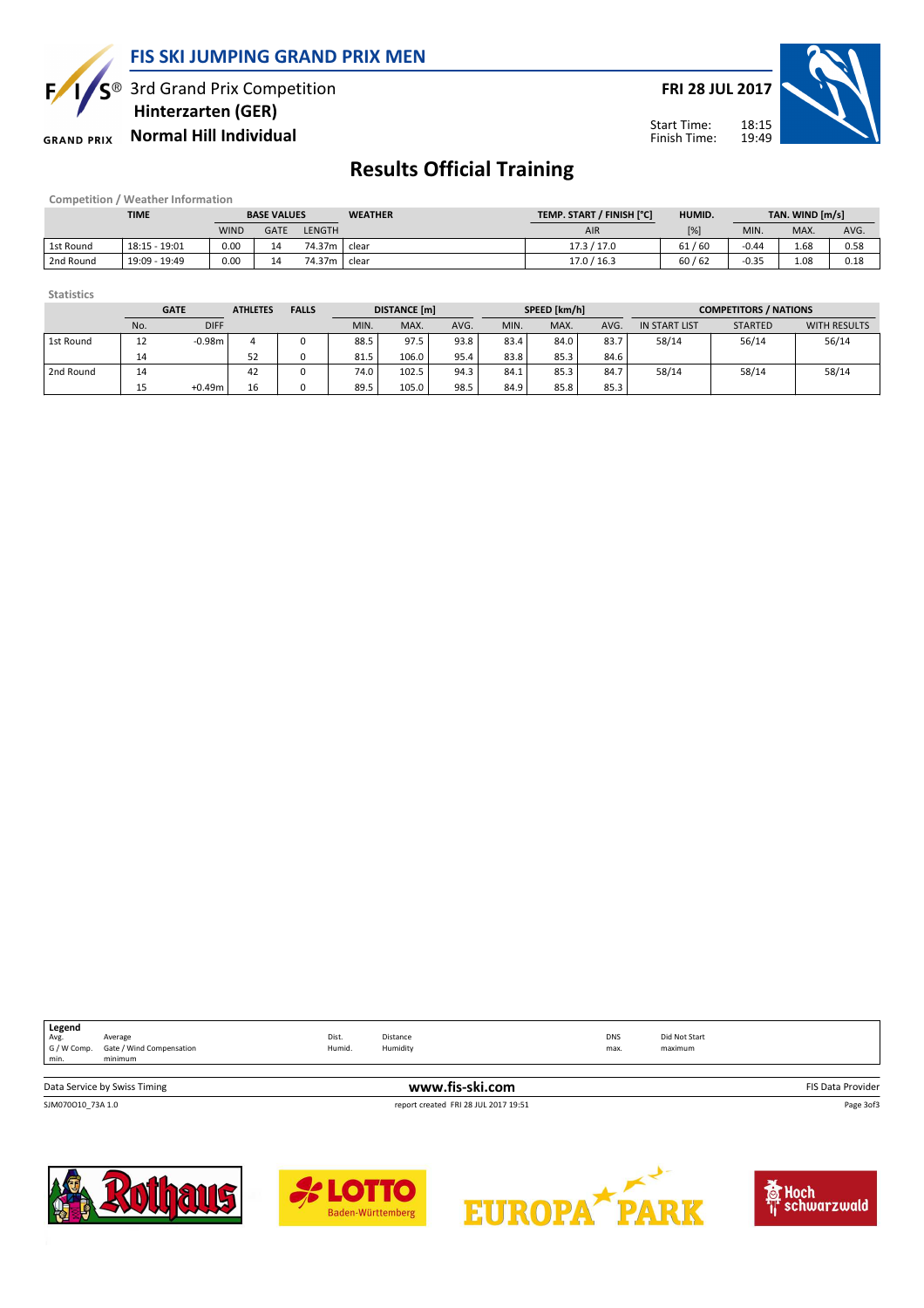# FIS SKI JUMPING GRAND PRIX MEN

3rd Grand Prix Competition
**Hinterzarten (GER)**
**Normal Hill Individual**

**FRI 28 JUL 2017**

Start Time: 18:15
Finish Time: 19:49

## Results Official Training

**Competition / Weather Information**

| | TIME | BASE VALUES | | | WEATHER | TEMP. START / FINISH [°C] | HUMID. | TAN. WIND [m/s] | | |
|---|---|---|---|---|---|---|---|---|---|---|
| | | WIND | GATE | LENGTH | | AIR | [%] | MIN. | MAX. | AVG. |
| 1st Round | 18:15 - 19:01 | 0.00 | 14 | 74.37m | clear | 17.3 / 17.0 | 61 / 60 | -0.44 | 1.68 | 0.58 |
| 2nd Round | 19:09 - 19:49 | 0.00 | 14 | 74.37m | clear | 17.0 / 16.3 | 60 / 62 | -0.35 | 1.08 | 0.18 |

**Statistics**

| | GATE | | ATHLETES | FALLS | DISTANCE [m] | | | SPEED [km/h] | | | COMPETITORS / NATIONS | | |
|---|---|---|---|---|---|---|---|---|---|---|---|---|---|
| | No. | DIFF | | | MIN. | MAX. | AVG. | MIN. | MAX. | AVG. | IN START LIST | STARTED | WITH RESULTS |
| 1st Round | 12 | -0.98m | 4 | 0 | 88.5 | 97.5 | 93.8 | 83.4 | 84.0 | 83.7 | 58/14 | 56/14 | 56/14 |
| | 14 | | 52 | 0 | 81.5 | 106.0 | 95.4 | 83.8 | 85.3 | 84.6 | | | |
| 2nd Round | 14 | | 42 | 0 | 74.0 | 102.5 | 94.3 | 84.1 | 85.3 | 84.7 | 58/14 | 58/14 | 58/14 |
| | 15 | +0.49m | 16 | 0 | 89.5 | 105.0 | 98.5 | 84.9 | 85.8 | 85.3 | | | |

**Legend**

| | | | | | |
|---|---|---|---|---|---|
| Avg. | Average | Dist. | Distance | DNS | Did Not Start |
| G / W Comp. | Gate / Wind Compensation | Humid. | Humidity | max. | maximum |
| min. | minimum | | | | |

Data Service by Swiss Timing — www.fis-ski.com — FIS Data Provider

SJM070O10_73A 1.0 — report created FRI 28 JUL 2017 19:51